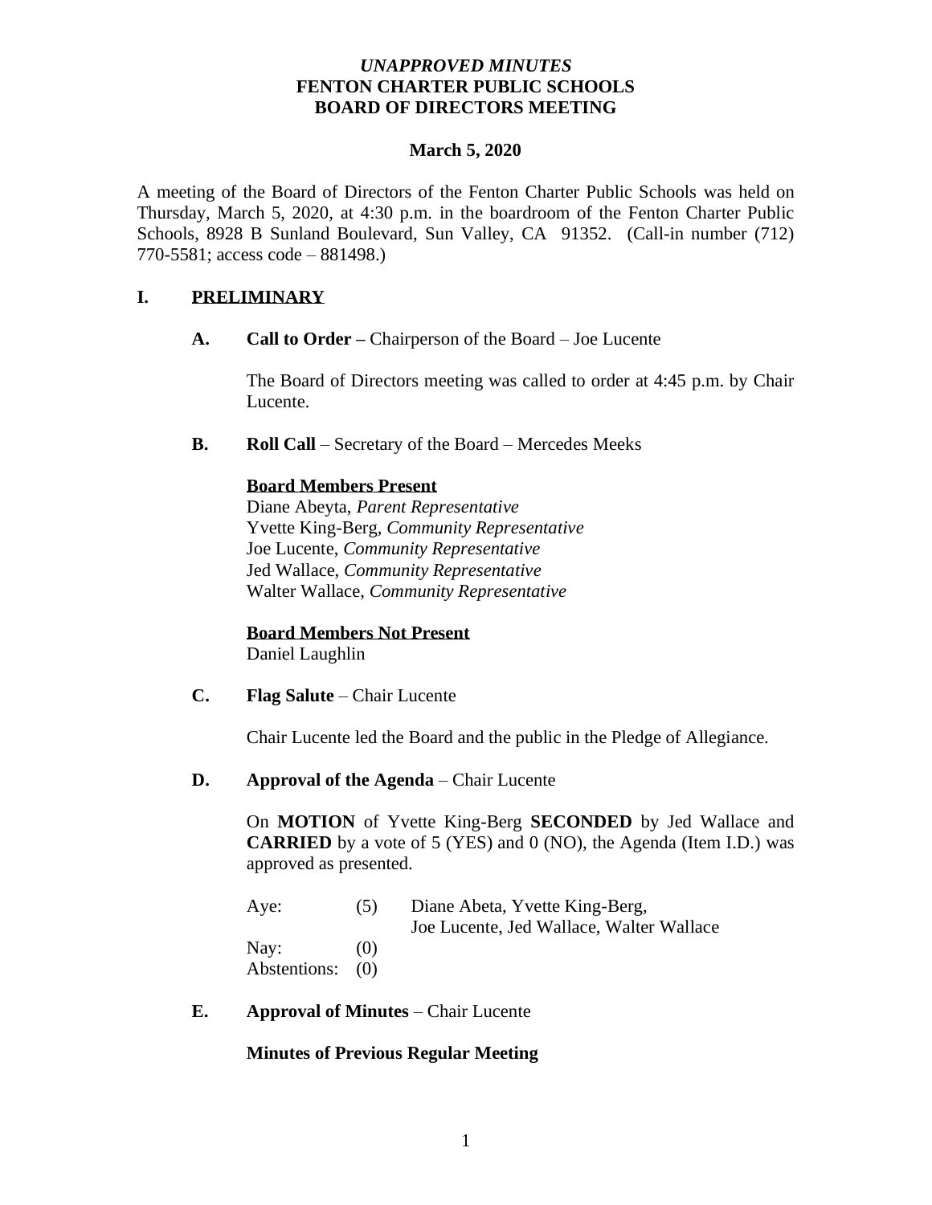***UNAPPROVED MINUTES***
**FENTON CHARTER PUBLIC SCHOOLS**
**BOARD OF DIRECTORS MEETING**

**March 5, 2020**

A meeting of the Board of Directors of the Fenton Charter Public Schools was held on Thursday, March 5, 2020, at 4:30 p.m. in the boardroom of the Fenton Charter Public Schools, 8928 B Sunland Boulevard, Sun Valley, CA 91352. (Call-in number (712) 770-5581; access code – 881498.)

## I. PRELIMINARY

**A. Call to Order –** Chairperson of the Board – Joe Lucente

The Board of Directors meeting was called to order at 4:45 p.m. by Chair Lucente.

**B. Roll Call** – Secretary of the Board – Mercedes Meeks

**Board Members Present**
Diane Abeyta, *Parent Representative*
Yvette King-Berg, *Community Representative*
Joe Lucente, *Community Representative*
Jed Wallace, *Community Representative*
Walter Wallace, *Community Representative*

**Board Members Not Present**
Daniel Laughlin

**C. Flag Salute** – Chair Lucente

Chair Lucente led the Board and the public in the Pledge of Allegiance.

**D. Approval of the Agenda** – Chair Lucente

On **MOTION** of Yvette King-Berg **SECONDED** by Jed Wallace and **CARRIED** by a vote of 5 (YES) and 0 (NO), the Agenda (Item I.D.) was approved as presented.

| | | |
|---|---|---|
| Aye: | (5) | Diane Abeta, Yvette King-Berg, Joe Lucente, Jed Wallace, Walter Wallace |
| Nay: | (0) | |
| Abstentions: | (0) | |

**E. Approval of Minutes** – Chair Lucente

**Minutes of Previous Regular Meeting**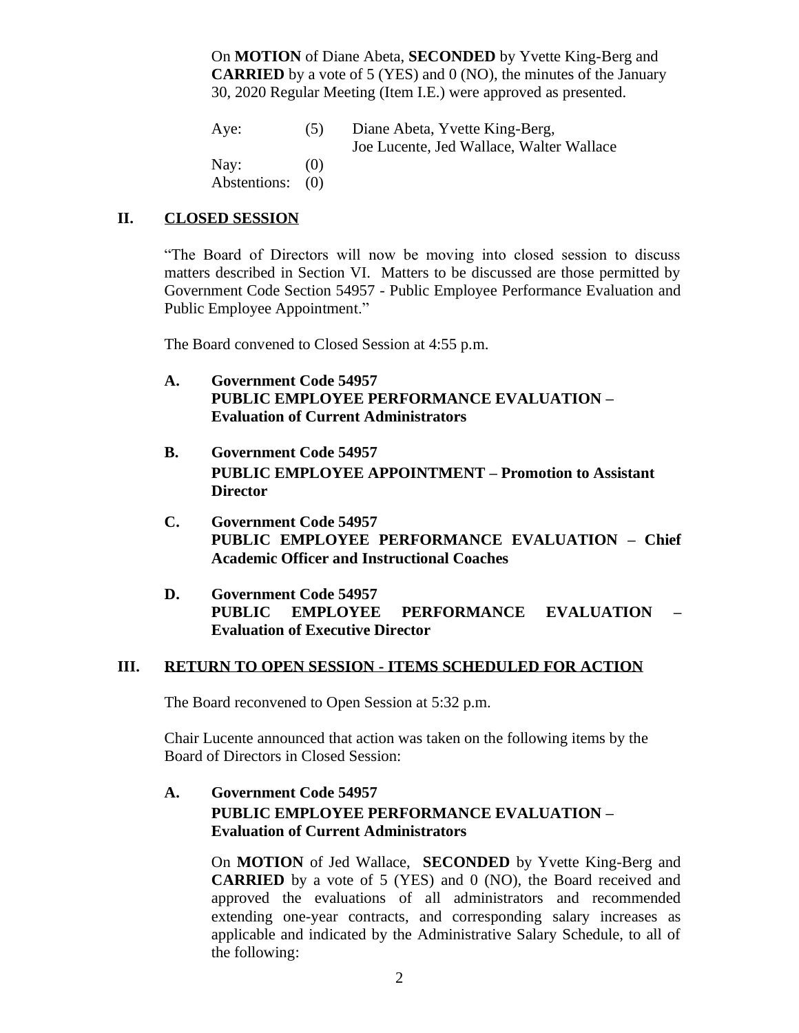On **MOTION** of Diane Abeta, **SECONDED** by Yvette King-Berg and **CARRIED** by a vote of 5 (YES) and 0 (NO), the minutes of the January 30, 2020 Regular Meeting (Item I.E.) were approved as presented.

| | | |
|---|---|---|
| Aye: | (5) | Diane Abeta, Yvette King-Berg, Joe Lucente, Jed Wallace, Walter Wallace |
| Nay: | (0) | |
| Abstentions: | (0) | |

## II. CLOSED SESSION

"The Board of Directors will now be moving into closed session to discuss matters described in Section VI. Matters to be discussed are those permitted by Government Code Section 54957 - Public Employee Performance Evaluation and Public Employee Appointment."

The Board convened to Closed Session at 4:55 p.m.

**A. Government Code 54957**
**PUBLIC EMPLOYEE PERFORMANCE EVALUATION – Evaluation of Current Administrators**

**B. Government Code 54957**
**PUBLIC EMPLOYEE APPOINTMENT – Promotion to Assistant Director**

**C. Government Code 54957**
**PUBLIC EMPLOYEE PERFORMANCE EVALUATION – Chief Academic Officer and Instructional Coaches**

**D. Government Code 54957**
**PUBLIC EMPLOYEE PERFORMANCE EVALUATION – Evaluation of Executive Director**

## III. RETURN TO OPEN SESSION - ITEMS SCHEDULED FOR ACTION

The Board reconvened to Open Session at 5:32 p.m.

Chair Lucente announced that action was taken on the following items by the Board of Directors in Closed Session:

**A. Government Code 54957**
**PUBLIC EMPLOYEE PERFORMANCE EVALUATION – Evaluation of Current Administrators**

On **MOTION** of Jed Wallace, **SECONDED** by Yvette King-Berg and **CARRIED** by a vote of 5 (YES) and 0 (NO), the Board received and approved the evaluations of all administrators and recommended extending one-year contracts, and corresponding salary increases as applicable and indicated by the Administrative Salary Schedule, to all of the following: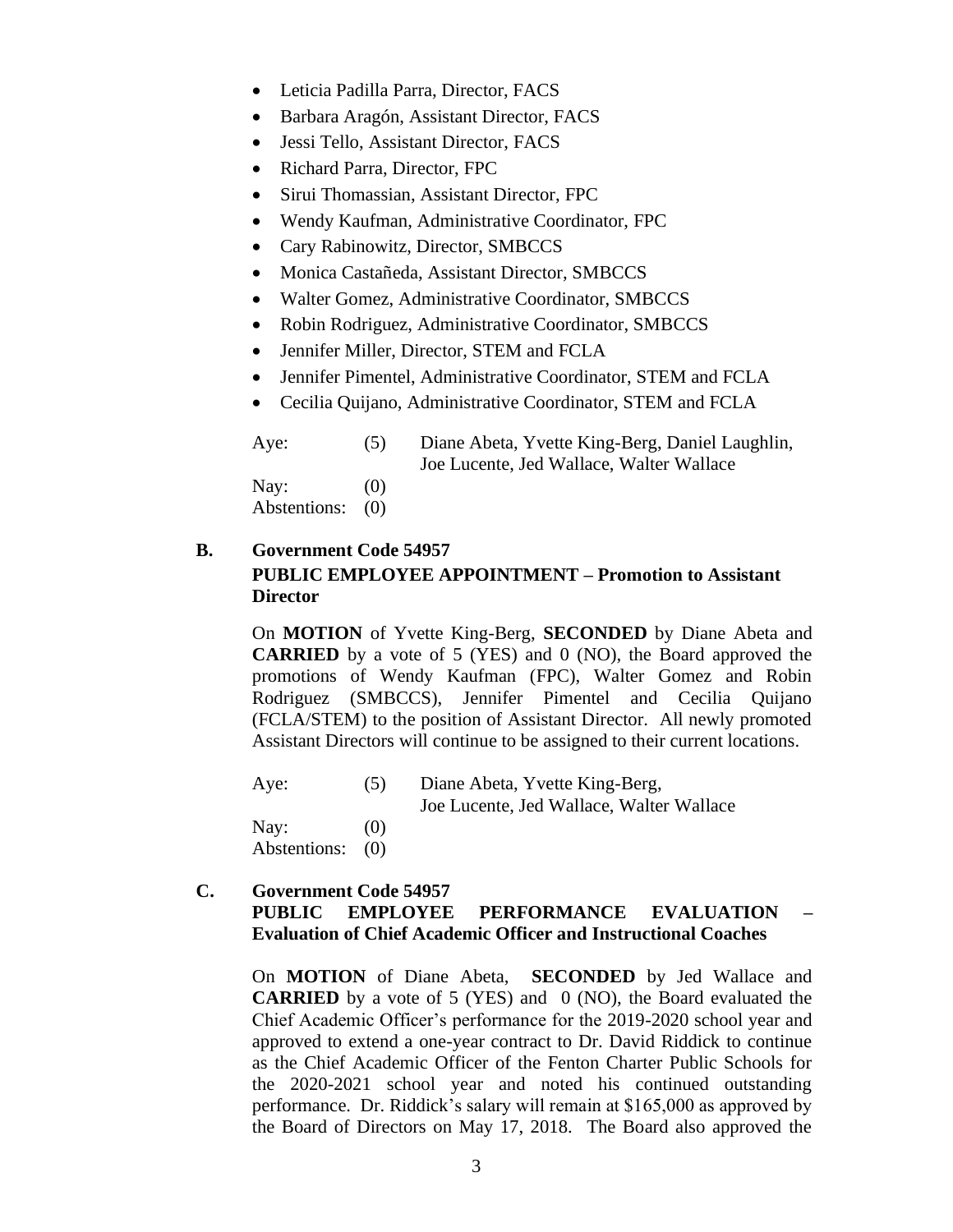- Leticia Padilla Parra, Director, FACS
- Barbara Aragón, Assistant Director, FACS
- Jessi Tello, Assistant Director, FACS
- Richard Parra, Director, FPC
- Sirui Thomassian, Assistant Director, FPC
- Wendy Kaufman, Administrative Coordinator, FPC
- Cary Rabinowitz, Director, SMBCCS
- Monica Castañeda, Assistant Director, SMBCCS
- Walter Gomez, Administrative Coordinator, SMBCCS
- Robin Rodriguez, Administrative Coordinator, SMBCCS
- Jennifer Miller, Director, STEM and FCLA
- Jennifer Pimentel, Administrative Coordinator, STEM and FCLA
- Cecilia Quijano, Administrative Coordinator, STEM and FCLA

Aye: (5) Diane Abeta, Yvette King-Berg, Daniel Laughlin, Joe Lucente, Jed Wallace, Walter Wallace
Nay: (0)
Abstentions: (0)

**B. Government Code 54957**
**PUBLIC EMPLOYEE APPOINTMENT – Promotion to Assistant Director**

On **MOTION** of Yvette King-Berg, **SECONDED** by Diane Abeta and **CARRIED** by a vote of 5 (YES) and 0 (NO), the Board approved the promotions of Wendy Kaufman (FPC), Walter Gomez and Robin Rodriguez (SMBCCS), Jennifer Pimentel and Cecilia Quijano (FCLA/STEM) to the position of Assistant Director. All newly promoted Assistant Directors will continue to be assigned to their current locations.

Aye: (5) Diane Abeta, Yvette King-Berg, Joe Lucente, Jed Wallace, Walter Wallace
Nay: (0)
Abstentions: (0)

**C. Government Code 54957**
**PUBLIC EMPLOYEE PERFORMANCE EVALUATION – Evaluation of Chief Academic Officer and Instructional Coaches**

On **MOTION** of Diane Abeta, **SECONDED** by Jed Wallace and **CARRIED** by a vote of 5 (YES) and 0 (NO), the Board evaluated the Chief Academic Officer's performance for the 2019-2020 school year and approved to extend a one-year contract to Dr. David Riddick to continue as the Chief Academic Officer of the Fenton Charter Public Schools for the 2020-2021 school year and noted his continued outstanding performance. Dr. Riddick's salary will remain at $165,000 as approved by the Board of Directors on May 17, 2018. The Board also approved the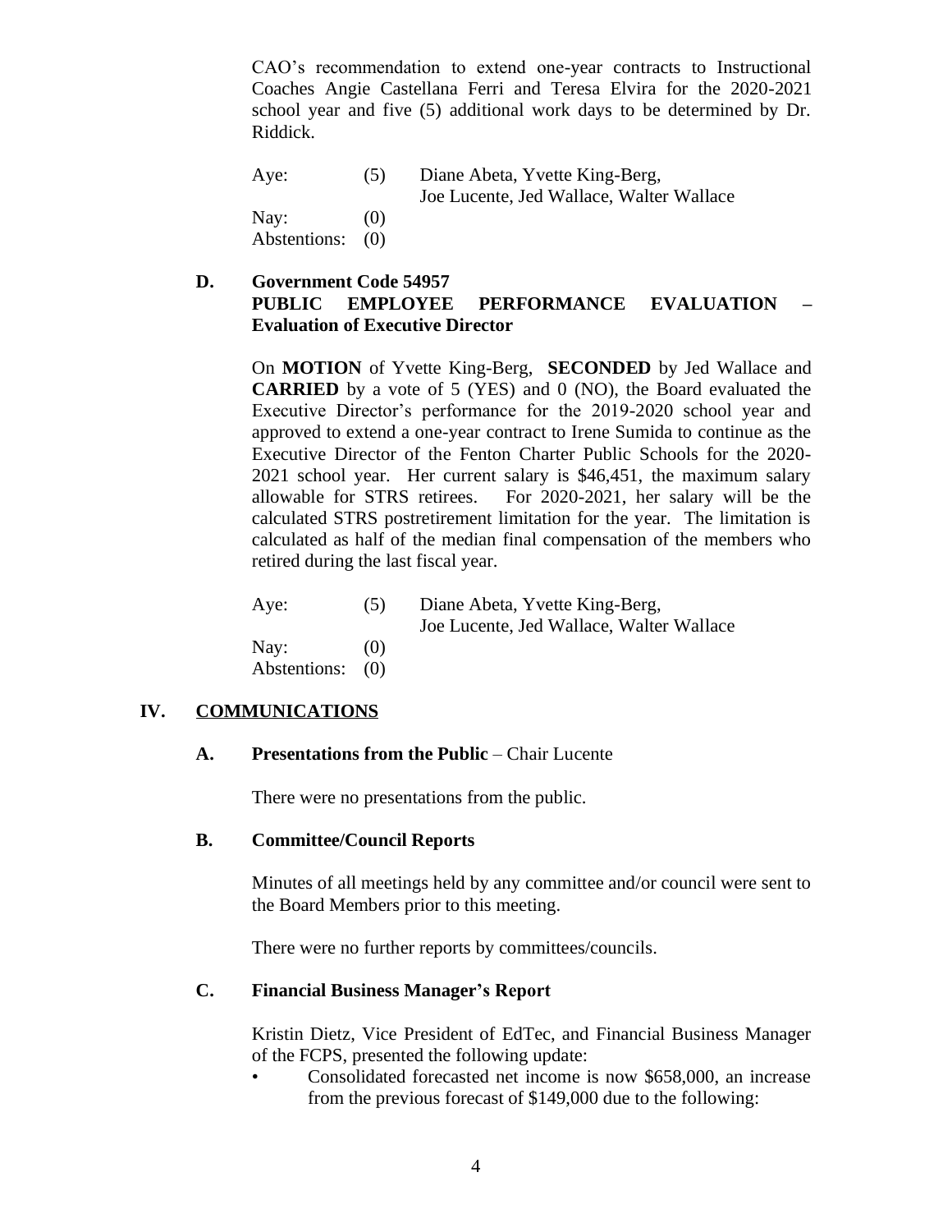CAO's recommendation to extend one-year contracts to Instructional Coaches Angie Castellana Ferri and Teresa Elvira for the 2020-2021 school year and five (5) additional work days to be determined by Dr. Riddick.

| | | |
|---|---|---|
| Aye: | (5) | Diane Abeta, Yvette King-Berg, Joe Lucente, Jed Wallace, Walter Wallace |
| Nay: | (0) | |
| Abstentions: | (0) | |

### D. Government Code 54957 PUBLIC EMPLOYEE PERFORMANCE EVALUATION – Evaluation of Executive Director

On **MOTION** of Yvette King-Berg, **SECONDED** by Jed Wallace and **CARRIED** by a vote of 5 (YES) and 0 (NO), the Board evaluated the Executive Director's performance for the 2019-2020 school year and approved to extend a one-year contract to Irene Sumida to continue as the Executive Director of the Fenton Charter Public Schools for the 2020-2021 school year. Her current salary is $46,451, the maximum salary allowable for STRS retirees. For 2020-2021, her salary will be the calculated STRS postretirement limitation for the year. The limitation is calculated as half of the median final compensation of the members who retired during the last fiscal year.

| | | |
|---|---|---|
| Aye: | (5) | Diane Abeta, Yvette King-Berg, Joe Lucente, Jed Wallace, Walter Wallace |
| Nay: | (0) | |
| Abstentions: | (0) | |

## IV. COMMUNICATIONS

### A. Presentations from the Public – Chair Lucente

There were no presentations from the public.

### B. Committee/Council Reports

Minutes of all meetings held by any committee and/or council were sent to the Board Members prior to this meeting.

There were no further reports by committees/councils.

### C. Financial Business Manager's Report

Kristin Dietz, Vice President of EdTec, and Financial Business Manager of the FCPS, presented the following update:

- Consolidated forecasted net income is now $658,000, an increase from the previous forecast of $149,000 due to the following: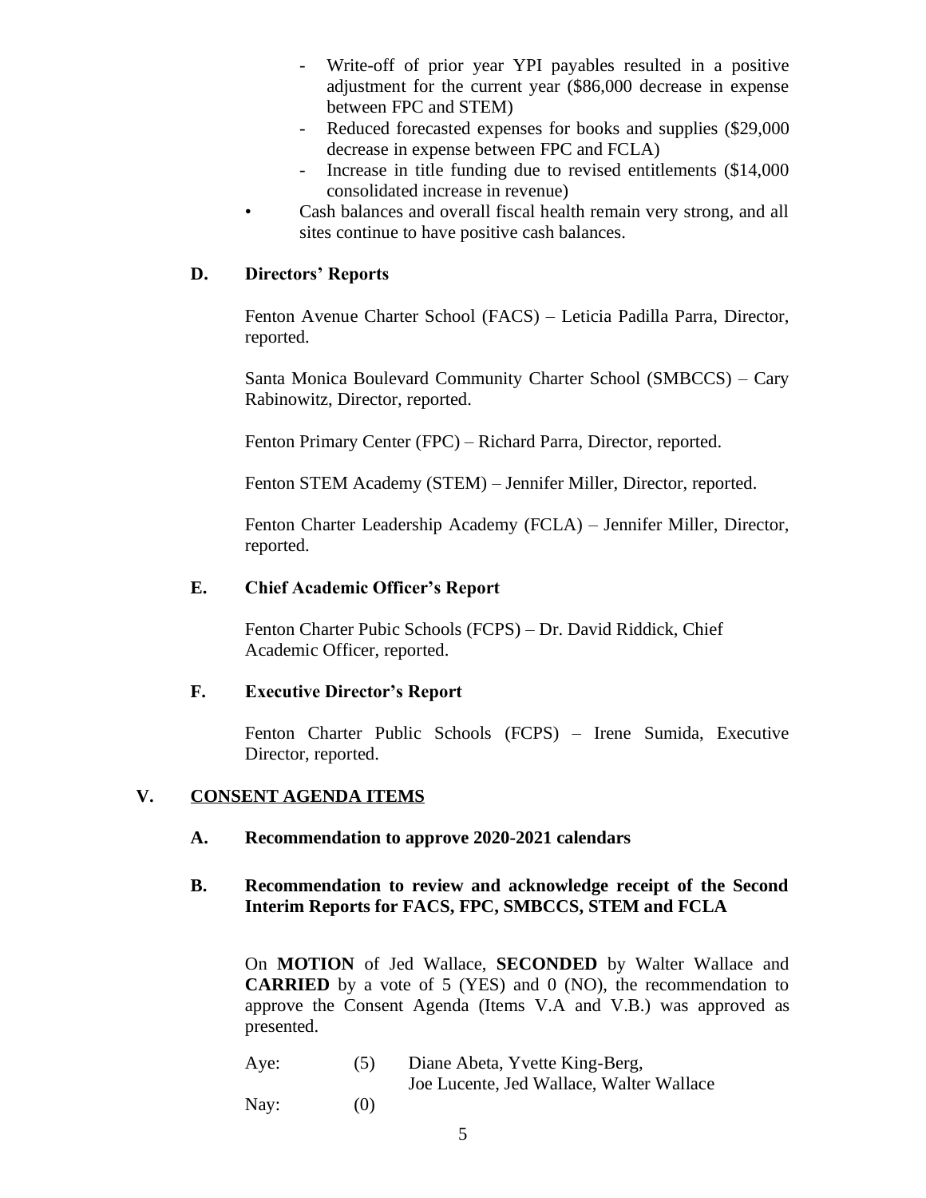- Write-off of prior year YPI payables resulted in a positive adjustment for the current year ($86,000 decrease in expense between FPC and STEM)
- Reduced forecasted expenses for books and supplies ($29,000 decrease in expense between FPC and FCLA)
- Increase in title funding due to revised entitlements ($14,000 consolidated increase in revenue)

• Cash balances and overall fiscal health remain very strong, and all sites continue to have positive cash balances.

### D. Directors' Reports

Fenton Avenue Charter School (FACS) – Leticia Padilla Parra, Director, reported.

Santa Monica Boulevard Community Charter School (SMBCCS) – Cary Rabinowitz, Director, reported.

Fenton Primary Center (FPC) – Richard Parra, Director, reported.

Fenton STEM Academy (STEM) – Jennifer Miller, Director, reported.

Fenton Charter Leadership Academy (FCLA) – Jennifer Miller, Director, reported.

### E. Chief Academic Officer's Report

Fenton Charter Pubic Schools (FCPS) – Dr. David Riddick, Chief Academic Officer, reported.

### F. Executive Director's Report

Fenton Charter Public Schools (FCPS) – Irene Sumida, Executive Director, reported.

## V. CONSENT AGENDA ITEMS

### A. Recommendation to approve 2020-2021 calendars

### B. Recommendation to review and acknowledge receipt of the Second Interim Reports for FACS, FPC, SMBCCS, STEM and FCLA

On **MOTION** of Jed Wallace, **SECONDED** by Walter Wallace and **CARRIED** by a vote of 5 (YES) and 0 (NO), the recommendation to approve the Consent Agenda (Items V.A and V.B.) was approved as presented.

Aye: (5) Diane Abeta, Yvette King-Berg, Joe Lucente, Jed Wallace, Walter Wallace

Nay: (0)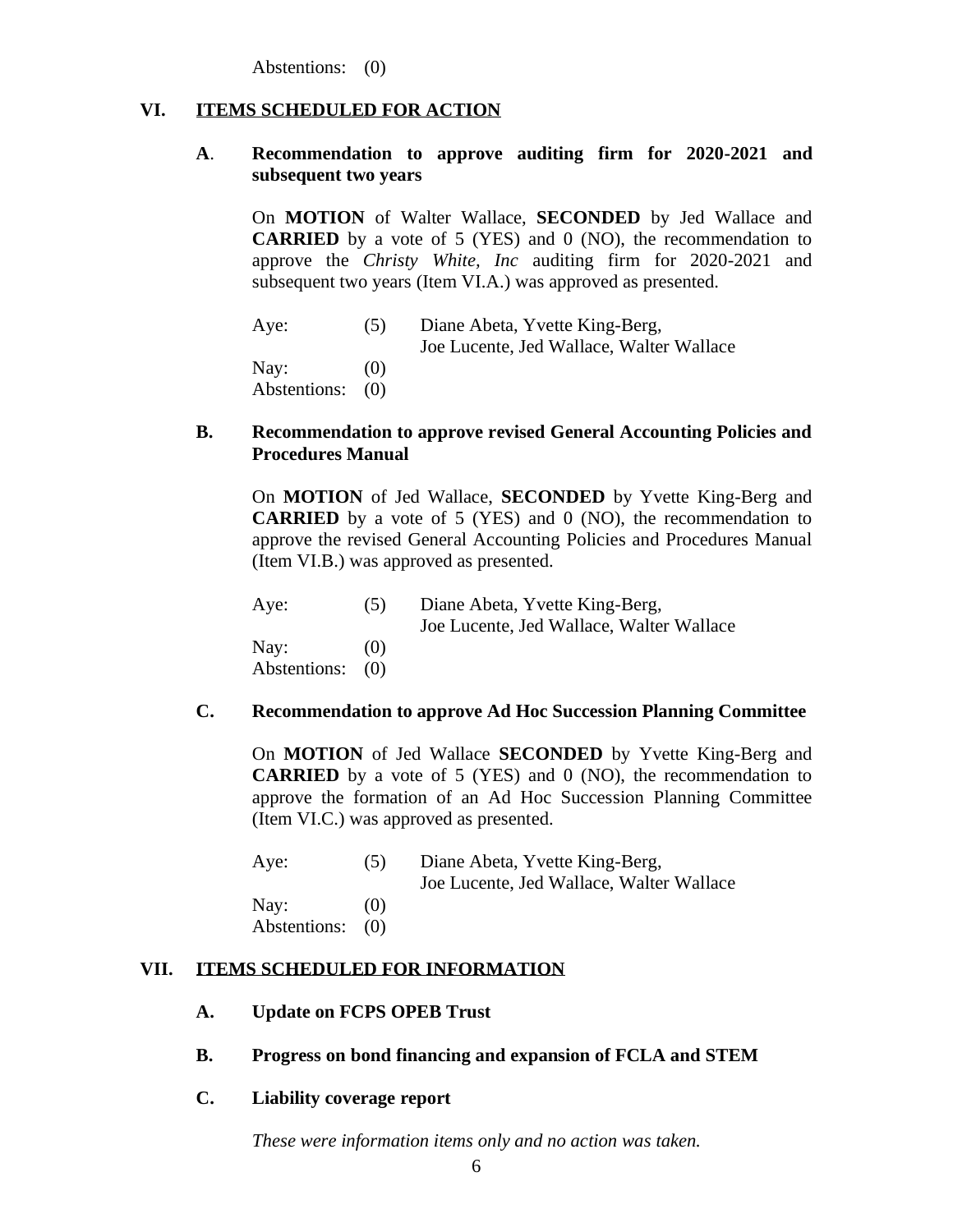Abstentions: (0)

## VI. ITEMS SCHEDULED FOR ACTION

### A. Recommendation to approve auditing firm for 2020-2021 and subsequent two years

On **MOTION** of Walter Wallace, **SECONDED** by Jed Wallace and **CARRIED** by a vote of 5 (YES) and 0 (NO), the recommendation to approve the *Christy White, Inc* auditing firm for 2020-2021 and subsequent two years (Item VI.A.) was approved as presented.

| | | |
|---|---|---|
| Aye: | (5) | Diane Abeta, Yvette King-Berg, Joe Lucente, Jed Wallace, Walter Wallace |
| Nay: | (0) | |
| Abstentions: | (0) | |

### B. Recommendation to approve revised General Accounting Policies and Procedures Manual

On **MOTION** of Jed Wallace, **SECONDED** by Yvette King-Berg and **CARRIED** by a vote of 5 (YES) and 0 (NO), the recommendation to approve the revised General Accounting Policies and Procedures Manual (Item VI.B.) was approved as presented.

| | | |
|---|---|---|
| Aye: | (5) | Diane Abeta, Yvette King-Berg, Joe Lucente, Jed Wallace, Walter Wallace |
| Nay: | (0) | |
| Abstentions: | (0) | |

### C. Recommendation to approve Ad Hoc Succession Planning Committee

On **MOTION** of Jed Wallace **SECONDED** by Yvette King-Berg and **CARRIED** by a vote of 5 (YES) and 0 (NO), the recommendation to approve the formation of an Ad Hoc Succession Planning Committee (Item VI.C.) was approved as presented.

| | | |
|---|---|---|
| Aye: | (5) | Diane Abeta, Yvette King-Berg, Joe Lucente, Jed Wallace, Walter Wallace |
| Nay: | (0) | |
| Abstentions: | (0) | |

## VII. ITEMS SCHEDULED FOR INFORMATION

### A. Update on FCPS OPEB Trust

### B. Progress on bond financing and expansion of FCLA and STEM

### C. Liability coverage report

*These were information items only and no action was taken.*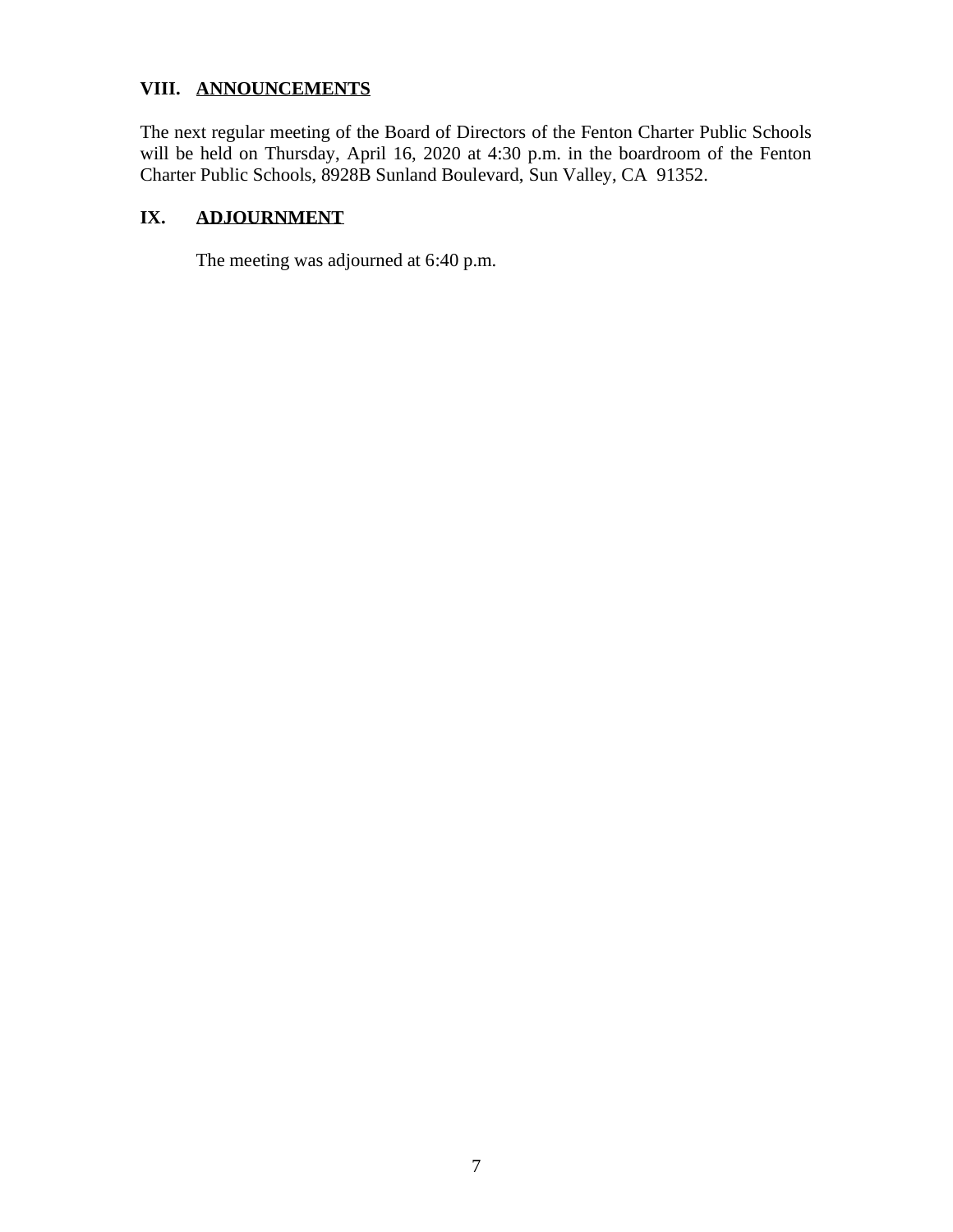## VIII. ANNOUNCEMENTS

The next regular meeting of the Board of Directors of the Fenton Charter Public Schools will be held on Thursday, April 16, 2020 at 4:30 p.m. in the boardroom of the Fenton Charter Public Schools, 8928B Sunland Boulevard, Sun Valley, CA 91352.

## IX. ADJOURNMENT

The meeting was adjourned at 6:40 p.m.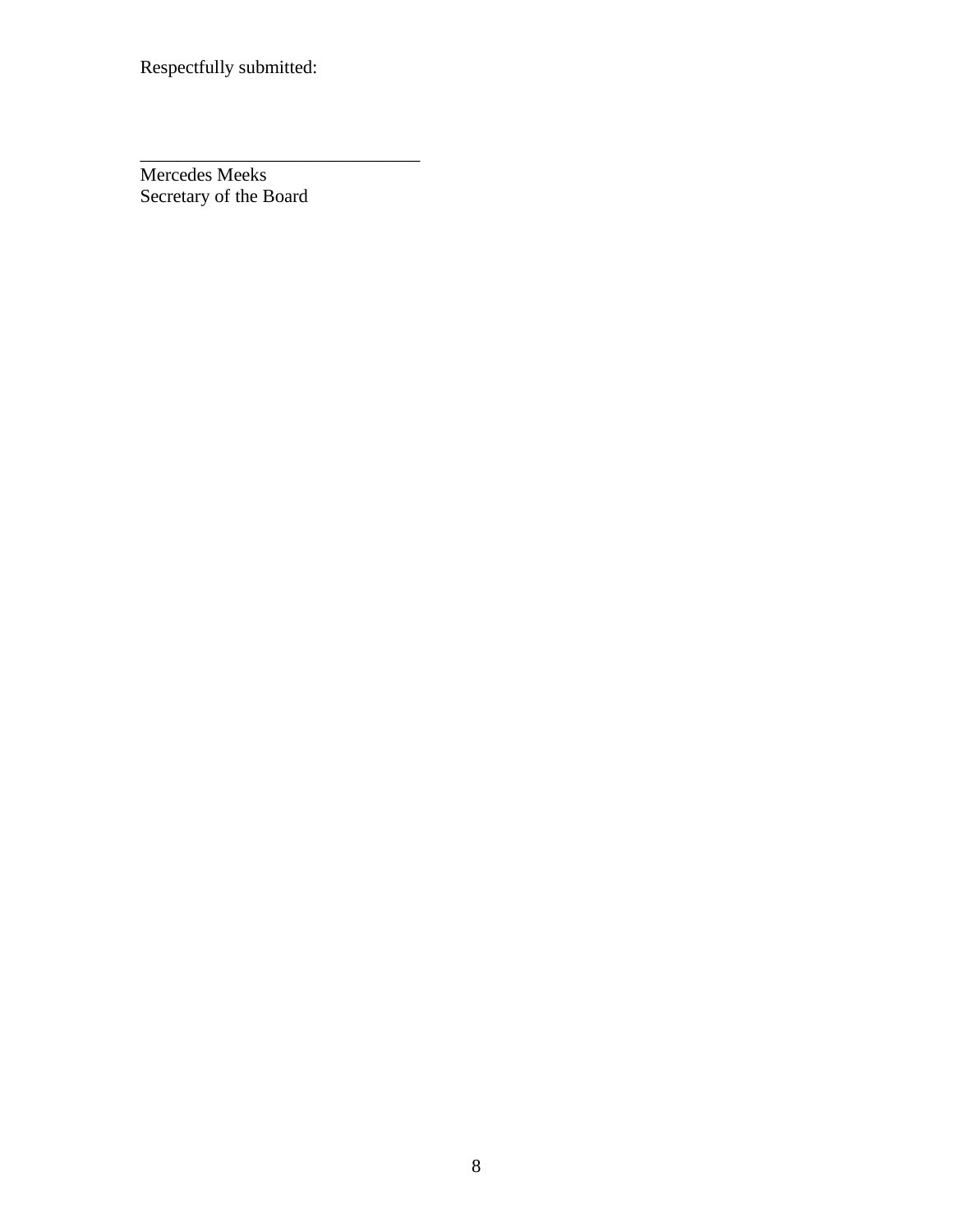Respectfully submitted:

______________________________

Mercedes Meeks
Secretary of the Board